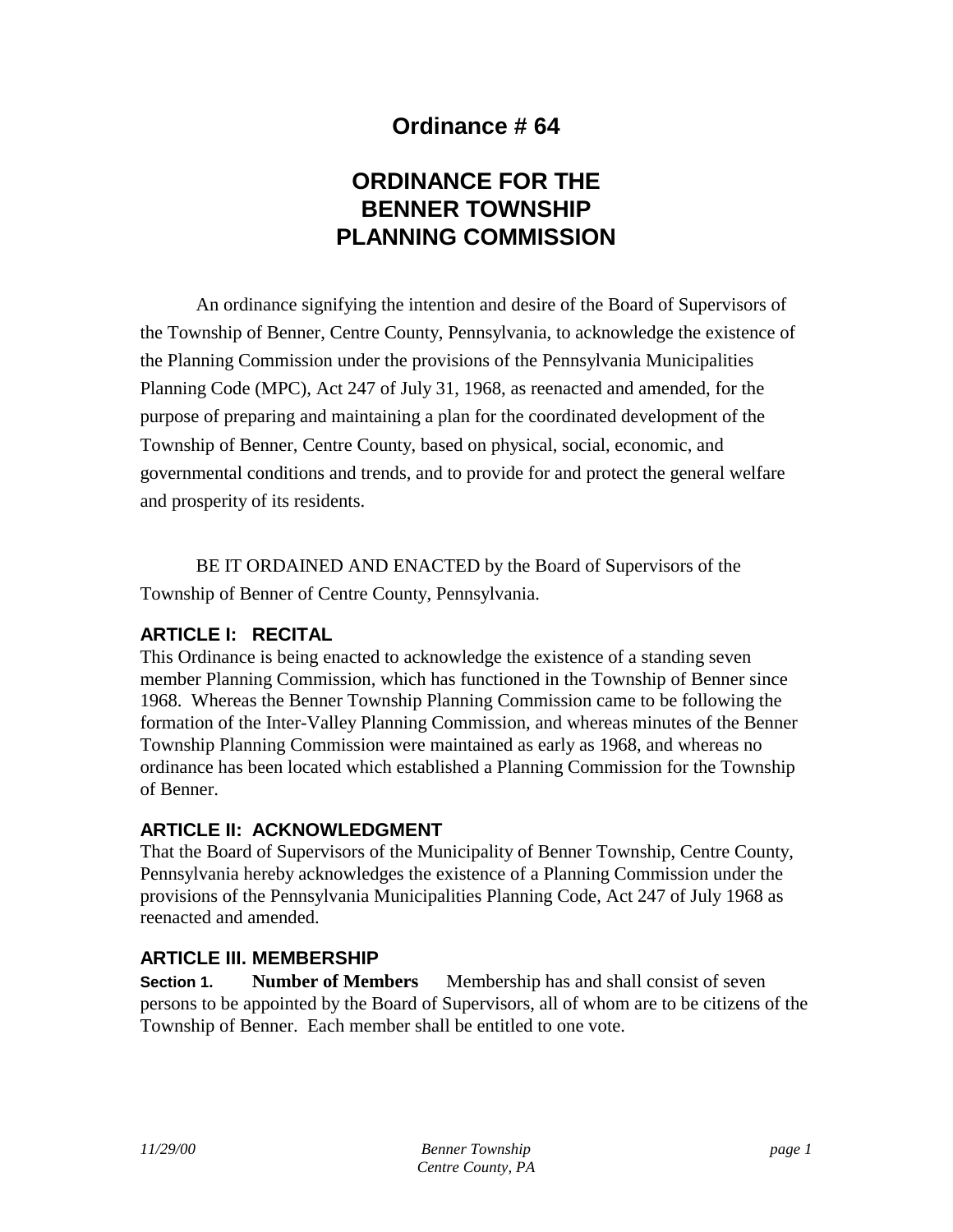# Ordinance # 64

# ORDINANCE FOR THE BENNER TOWNSHIP PLANNING COMMISSION

An ordinance signifying the intention and desire of the Board of Supervisors of the Township of Benner, Centre County, Pennsylvania, to acknowledge the existence of the Planning Commission under the provisions of the Pennsylvania Municipalities Planning Code (MPC), Act 247 of July 31, 1968, as reenacted and amended, for the purpose of preparing and maintaining a plan for the coordinated development of the Township of Benner, Centre County, based on physical, social, economic, and governmental conditions and trends, and to provide for and protect the general welfare and prosperity of its residents.

BE IT ORDAINED AND ENACTED by the Board of Supervisors of the Township of Benner of Centre County, Pennsylvania.

## ARTICLE I: RECITAL

This Ordinance is being enacted to acknowledge the existence of a standing seven member Planning Commission, which has functioned in the Township of Benner since 1968. Whereas the Benner Township Planning Commission came to be following the formation of the Inter-Valley Planning Commission, and whereas minutes of the Benner Township Planning Commission were maintained as early as 1968, and whereas no ordinance has been located which established a Planning Commission for the Township of Benner.

## ARTICLE II: ACKNOWLEDGMENT

That the Board of Supervisors of the Municipality of Benner Township, Centre County, Pennsylvania hereby acknowledges the existence of a Planning Commission under the provisions of the Pennsylvania Municipalities Planning Code, Act 247 of July 1968 as reenacted and amended.

## ARTICLE III. MEMBERSHIP

**Section 1. Number of Members** Membership has and shall consist of seven persons to be appointed by the Board of Supervisors, all of whom are to be citizens of the Township of Benner. Each member shall be entitled to one vote.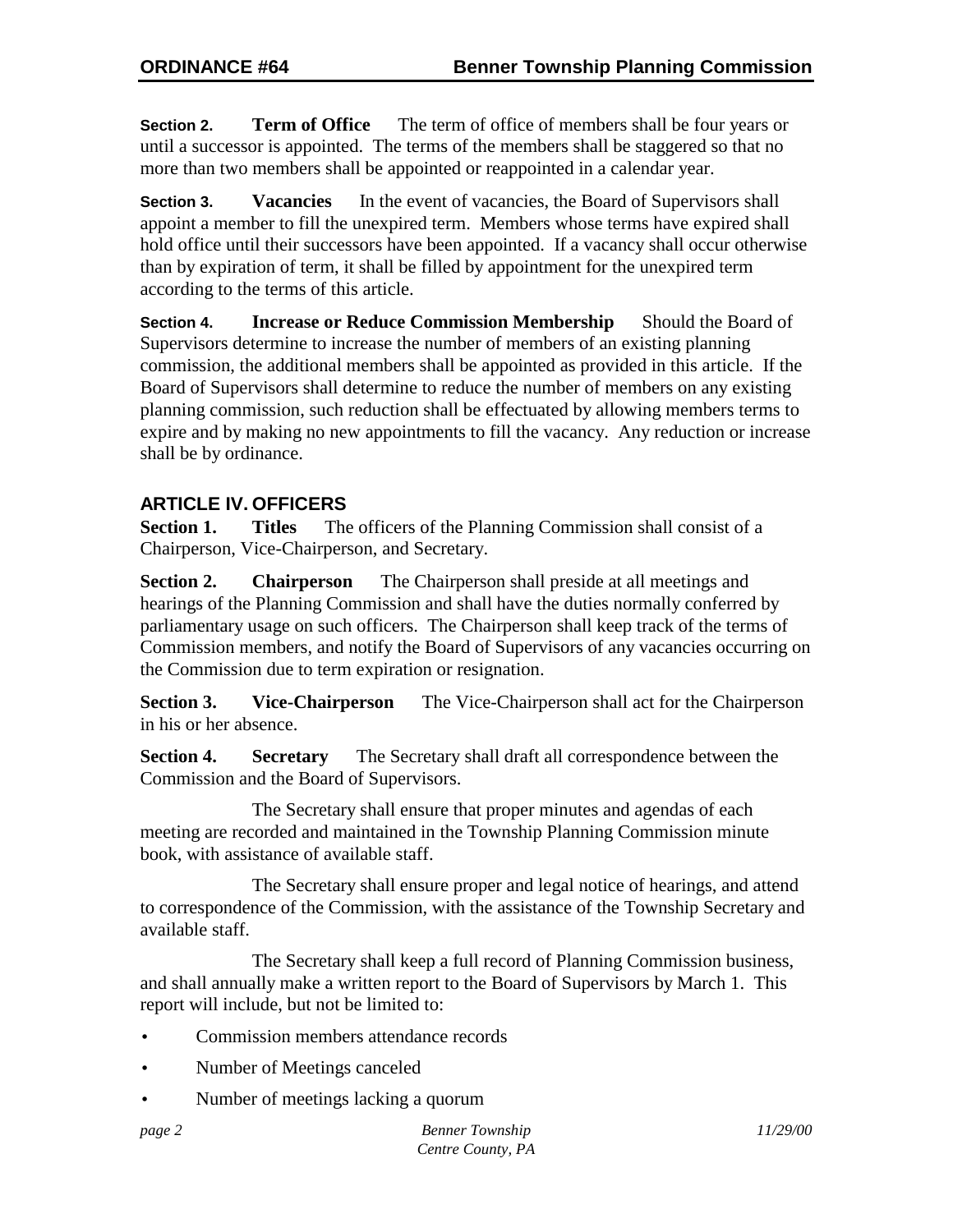**Section 2. Term of Office** The term of office of members shall be four years or until a successor is appointed. The terms of the members shall be staggered so that no more than two members shall be appointed or reappointed in a calendar year.

**Section 3. Vacancies** In the event of vacancies, the Board of Supervisors shall appoint a member to fill the unexpired term. Members whose terms have expired shall hold office until their successors have been appointed. If a vacancy shall occur otherwise than by expiration of term, it shall be filled by appointment for the unexpired term according to the terms of this article.

**Section 4. Increase or Reduce Commission Membership** Should the Board of Supervisors determine to increase the number of members of an existing planning commission, the additional members shall be appointed as provided in this article. If the Board of Supervisors shall determine to reduce the number of members on any existing planning commission, such reduction shall be effectuated by allowing members terms to expire and by making no new appointments to fill the vacancy. Any reduction or increase shall be by ordinance.

## ARTICLE IV. OFFICERS

**Section 1. Titles** The officers of the Planning Commission shall consist of a Chairperson, Vice-Chairperson, and Secretary.

**Section 2. Chairperson** The Chairperson shall preside at all meetings and hearings of the Planning Commission and shall have the duties normally conferred by parliamentary usage on such officers. The Chairperson shall keep track of the terms of Commission members, and notify the Board of Supervisors of any vacancies occurring on the Commission due to term expiration or resignation.

**Section 3. Vice-Chairperson** The Vice-Chairperson shall act for the Chairperson in his or her absence.

**Section 4. Secretary** The Secretary shall draft all correspondence between the Commission and the Board of Supervisors.

The Secretary shall ensure that proper minutes and agendas of each meeting are recorded and maintained in the Township Planning Commission minute book, with assistance of available staff.

The Secretary shall ensure proper and legal notice of hearings, and attend to correspondence of the Commission, with the assistance of the Township Secretary and available staff.

The Secretary shall keep a full record of Planning Commission business, and shall annually make a written report to the Board of Supervisors by March 1. This report will include, but not be limited to:

- Commission members attendance records
- Number of Meetings canceled
- Number of meetings lacking a quorum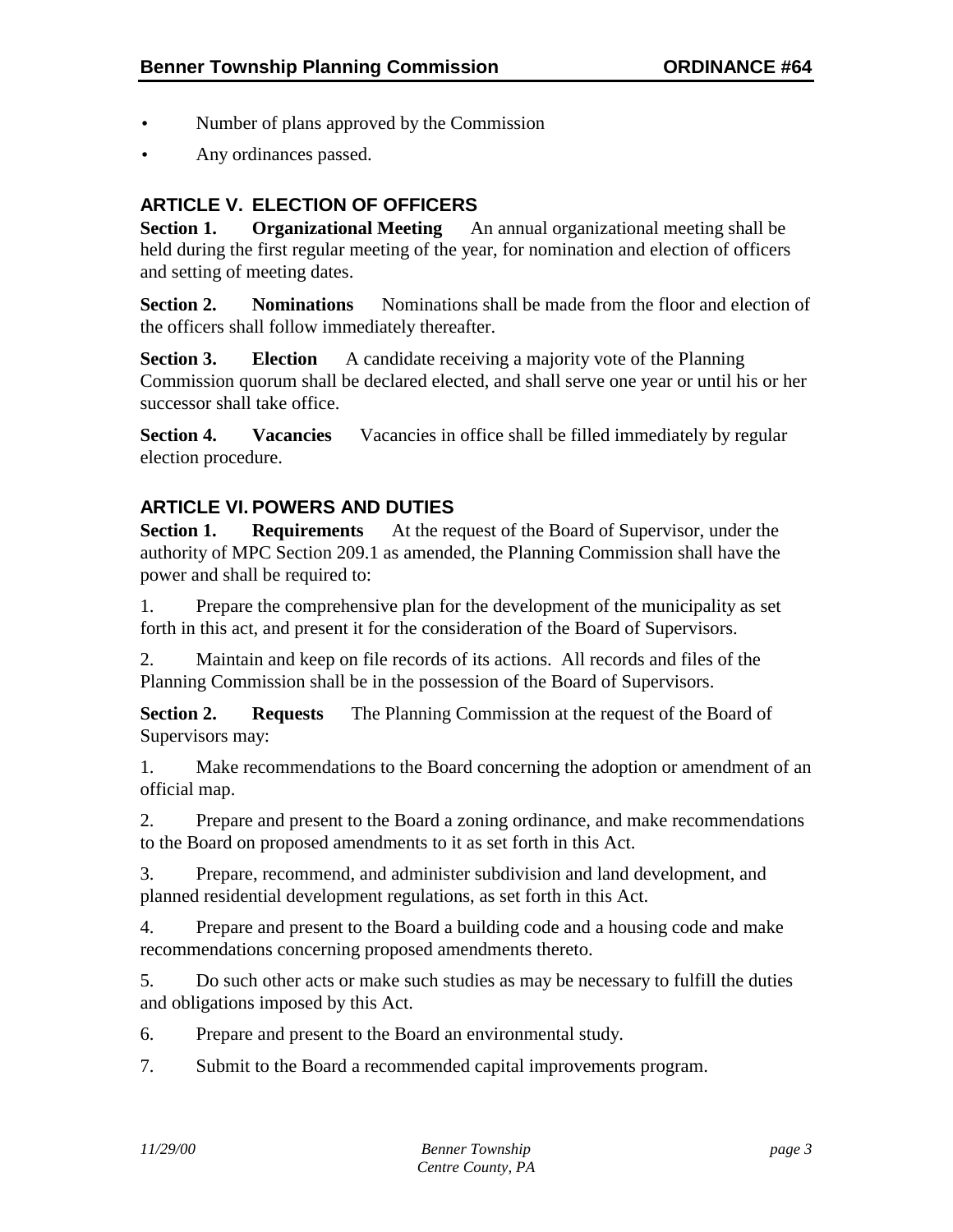- Number of plans approved by the Commission
- Any ordinances passed.

## ARTICLE V. ELECTION OF OFFICERS

**Section 1. Organizational Meeting** An annual organizational meeting shall be held during the first regular meeting of the year, for nomination and election of officers and setting of meeting dates.

**Section 2. Nominations** Nominations shall be made from the floor and election of the officers shall follow immediately thereafter.

**Section 3. Election** A candidate receiving a majority vote of the Planning Commission quorum shall be declared elected, and shall serve one year or until his or her successor shall take office.

**Section 4. Vacancies** Vacancies in office shall be filled immediately by regular election procedure.

## ARTICLE VI. POWERS AND DUTIES

**Section 1. Requirements** At the request of the Board of Supervisor, under the authority of MPC Section 209.1 as amended, the Planning Commission shall have the power and shall be required to:

1. Prepare the comprehensive plan for the development of the municipality as set forth in this act, and present it for the consideration of the Board of Supervisors.
2. Maintain and keep on file records of its actions. All records and files of the Planning Commission shall be in the possession of the Board of Supervisors.

**Section 2. Requests** The Planning Commission at the request of the Board of Supervisors may:

1. Make recommendations to the Board concerning the adoption or amendment of an official map.
2. Prepare and present to the Board a zoning ordinance, and make recommendations to the Board on proposed amendments to it as set forth in this Act.
3. Prepare, recommend, and administer subdivision and land development, and planned residential development regulations, as set forth in this Act.
4. Prepare and present to the Board a building code and a housing code and make recommendations concerning proposed amendments thereto.
5. Do such other acts or make such studies as may be necessary to fulfill the duties and obligations imposed by this Act.
6. Prepare and present to the Board an environmental study.
7. Submit to the Board a recommended capital improvements program.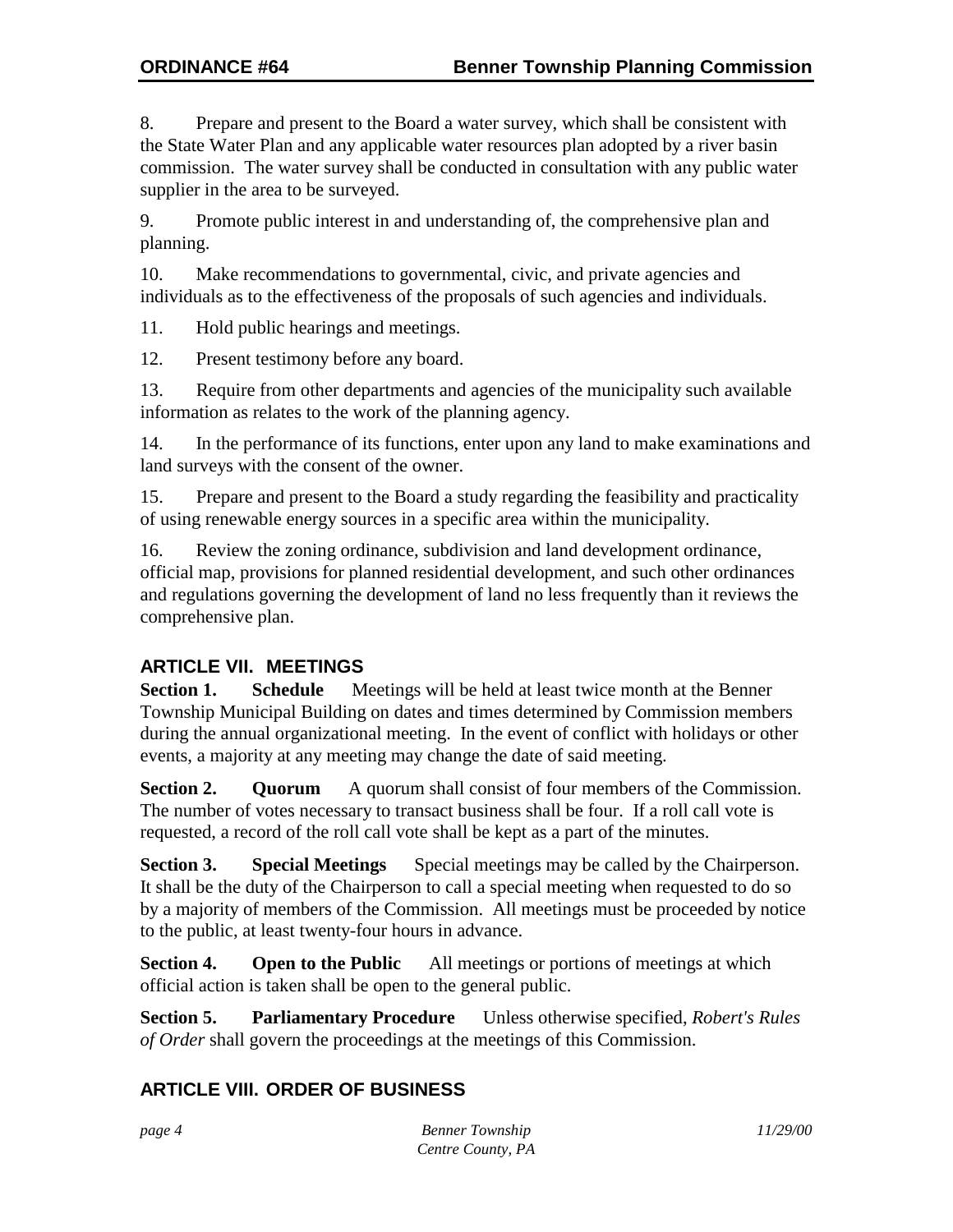8. Prepare and present to the Board a water survey, which shall be consistent with the State Water Plan and any applicable water resources plan adopted by a river basin commission. The water survey shall be conducted in consultation with any public water supplier in the area to be surveyed.

9. Promote public interest in and understanding of, the comprehensive plan and planning.

10. Make recommendations to governmental, civic, and private agencies and individuals as to the effectiveness of the proposals of such agencies and individuals.

11. Hold public hearings and meetings.

12. Present testimony before any board.

13. Require from other departments and agencies of the municipality such available information as relates to the work of the planning agency.

14. In the performance of its functions, enter upon any land to make examinations and land surveys with the consent of the owner.

15. Prepare and present to the Board a study regarding the feasibility and practicality of using renewable energy sources in a specific area within the municipality.

16. Review the zoning ordinance, subdivision and land development ordinance, official map, provisions for planned residential development, and such other ordinances and regulations governing the development of land no less frequently than it reviews the comprehensive plan.

## ARTICLE VII. MEETINGS

**Section 1. Schedule** Meetings will be held at least twice month at the Benner Township Municipal Building on dates and times determined by Commission members during the annual organizational meeting. In the event of conflict with holidays or other events, a majority at any meeting may change the date of said meeting.

**Section 2. Quorum** A quorum shall consist of four members of the Commission. The number of votes necessary to transact business shall be four. If a roll call vote is requested, a record of the roll call vote shall be kept as a part of the minutes.

**Section 3. Special Meetings** Special meetings may be called by the Chairperson. It shall be the duty of the Chairperson to call a special meeting when requested to do so by a majority of members of the Commission. All meetings must be proceeded by notice to the public, at least twenty-four hours in advance.

**Section 4. Open to the Public** All meetings or portions of meetings at which official action is taken shall be open to the general public.

**Section 5. Parliamentary Procedure** Unless otherwise specified, *Robert's Rules of Order* shall govern the proceedings at the meetings of this Commission.

## ARTICLE VIII. ORDER OF BUSINESS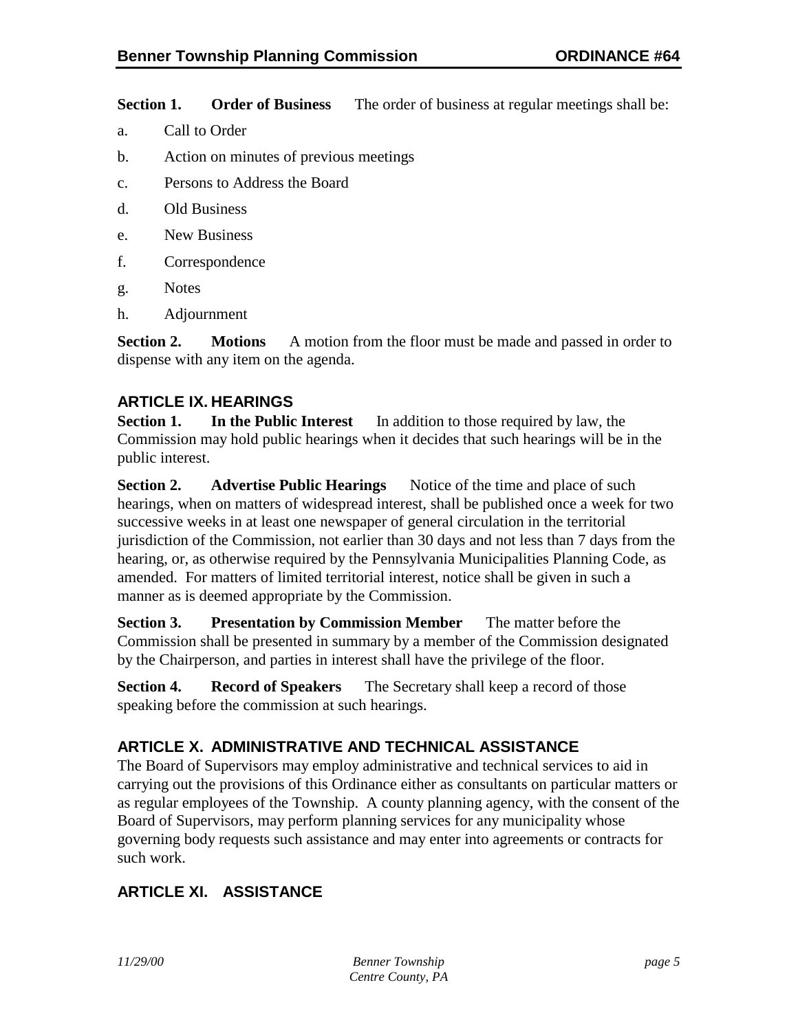**Section 1. Order of Business** The order of business at regular meetings shall be:

a. Call to Order

b. Action on minutes of previous meetings

c. Persons to Address the Board

d. Old Business

e. New Business

f. Correspondence

g. Notes

h. Adjournment

**Section 2. Motions** A motion from the floor must be made and passed in order to dispense with any item on the agenda.

## ARTICLE IX. HEARINGS

**Section 1. In the Public Interest** In addition to those required by law, the Commission may hold public hearings when it decides that such hearings will be in the public interest.

**Section 2. Advertise Public Hearings** Notice of the time and place of such hearings, when on matters of widespread interest, shall be published once a week for two successive weeks in at least one newspaper of general circulation in the territorial jurisdiction of the Commission, not earlier than 30 days and not less than 7 days from the hearing, or, as otherwise required by the Pennsylvania Municipalities Planning Code, as amended. For matters of limited territorial interest, notice shall be given in such a manner as is deemed appropriate by the Commission.

**Section 3. Presentation by Commission Member** The matter before the Commission shall be presented in summary by a member of the Commission designated by the Chairperson, and parties in interest shall have the privilege of the floor.

**Section 4. Record of Speakers** The Secretary shall keep a record of those speaking before the commission at such hearings.

## ARTICLE X. ADMINISTRATIVE AND TECHNICAL ASSISTANCE

The Board of Supervisors may employ administrative and technical services to aid in carrying out the provisions of this Ordinance either as consultants on particular matters or as regular employees of the Township. A county planning agency, with the consent of the Board of Supervisors, may perform planning services for any municipality whose governing body requests such assistance and may enter into agreements or contracts for such work.

## ARTICLE XI. ASSISTANCE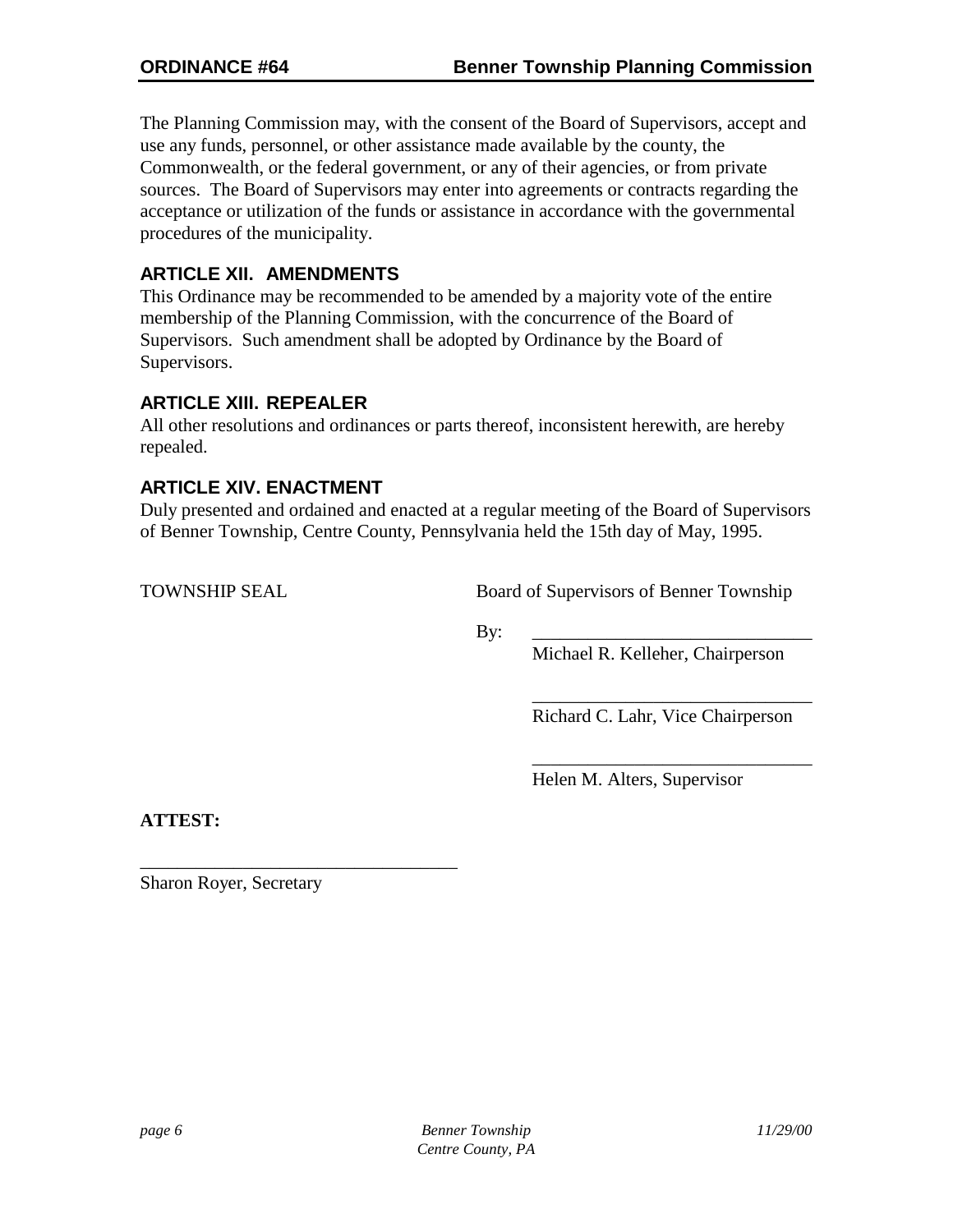The Planning Commission may, with the consent of the Board of Supervisors, accept and use any funds, personnel, or other assistance made available by the county, the Commonwealth, or the federal government, or any of their agencies, or from private sources. The Board of Supervisors may enter into agreements or contracts regarding the acceptance or utilization of the funds or assistance in accordance with the governmental procedures of the municipality.

## ARTICLE XII. AMENDMENTS

This Ordinance may be recommended to be amended by a majority vote of the entire membership of the Planning Commission, with the concurrence of the Board of Supervisors. Such amendment shall be adopted by Ordinance by the Board of Supervisors.

## ARTICLE XIII. REPEALER

All other resolutions and ordinances or parts thereof, inconsistent herewith, are hereby repealed.

## ARTICLE XIV. ENACTMENT

Duly presented and ordained and enacted at a regular meeting of the Board of Supervisors of Benner Township, Centre County, Pennsylvania held the 15th day of May, 1995.

TOWNSHIP SEAL

Board of Supervisors of Benner Township

By: ______________________________
Michael R. Kelleher, Chairperson

______________________________
Richard C. Lahr, Vice Chairperson

______________________________
Helen M. Alters, Supervisor

**ATTEST:**

__________________________________
Sharon Royer, Secretary